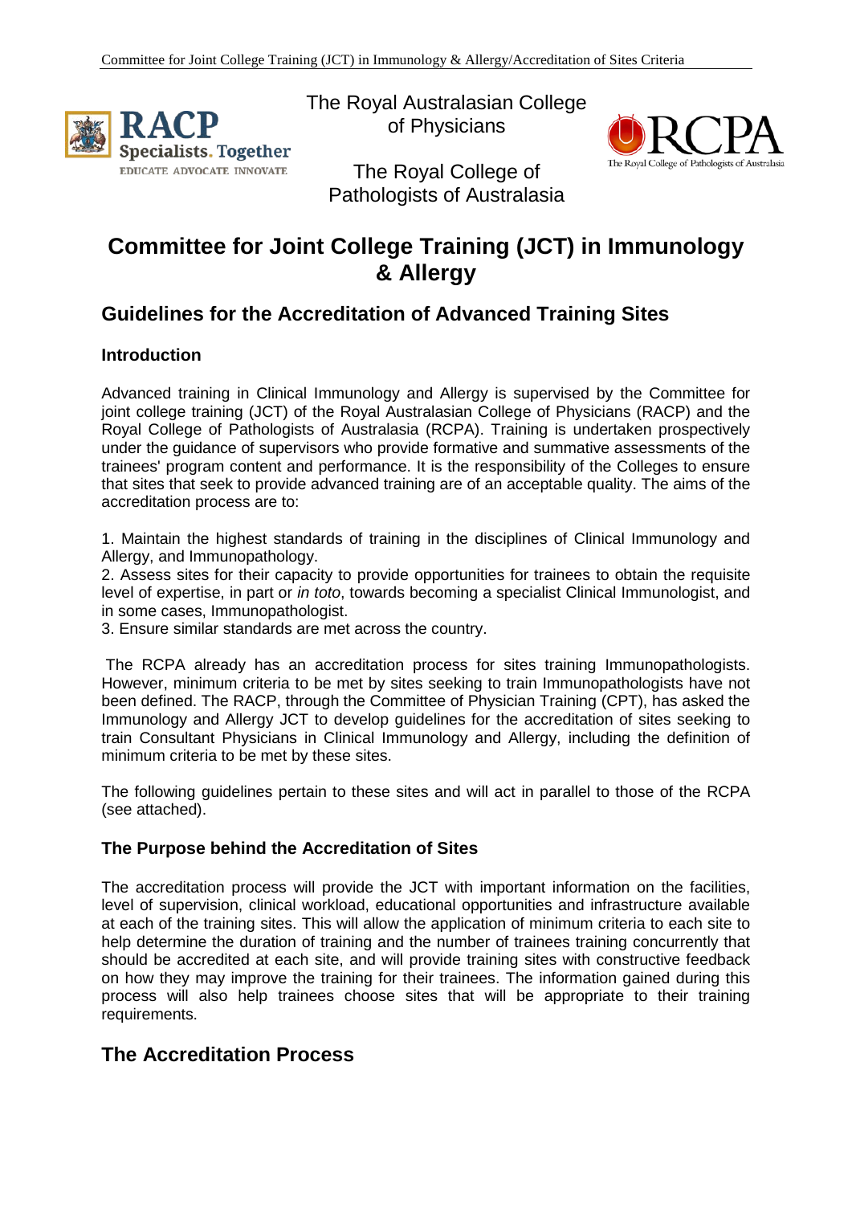The Royal Australasian College of Physicians

The Royal College of Pathologists of Australasia

# Committee for Joint College Training (JCT) in Immunology & Allergy

## Guidelines for the Accreditation of Advanced Training Sites

### Introduction

Advanced training in Clinical Immunology and Allergy is supervised by the Committee for joint college training (JCT) of the Royal Australasian College of Physicians (RACP) and the Royal College of Pathologists of Australasia (RCPA). Training is undertaken prospectively under the guidance of supervisors who provide formative and summative assessments of the trainees' program content and performance. It is the responsibility of the Colleges to ensure that sites that seek to provide advanced training are of an acceptable quality. The aims of the accreditation process are to:

1. Maintain the highest standards of training in the disciplines of Clinical Immunology and Allergy, and Immunopathology.
2. Assess sites for their capacity to provide opportunities for trainees to obtain the requisite level of expertise, in part or *in toto*, towards becoming a specialist Clinical Immunologist, and in some cases, Immunopathologist.
3. Ensure similar standards are met across the country.

The RCPA already has an accreditation process for sites training Immunopathologists. However, minimum criteria to be met by sites seeking to train Immunopathologists have not been defined. The RACP, through the Committee of Physician Training (CPT), has asked the Immunology and Allergy JCT to develop guidelines for the accreditation of sites seeking to train Consultant Physicians in Clinical Immunology and Allergy, including the definition of minimum criteria to be met by these sites.

The following guidelines pertain to these sites and will act in parallel to those of the RCPA (see attached).

### The Purpose behind the Accreditation of Sites

The accreditation process will provide the JCT with important information on the facilities, level of supervision, clinical workload, educational opportunities and infrastructure available at each of the training sites. This will allow the application of minimum criteria to each site to help determine the duration of training and the number of trainees training concurrently that should be accredited at each site, and will provide training sites with constructive feedback on how they may improve the training for their trainees. The information gained during this process will also help trainees choose sites that will be appropriate to their training requirements.

## The Accreditation Process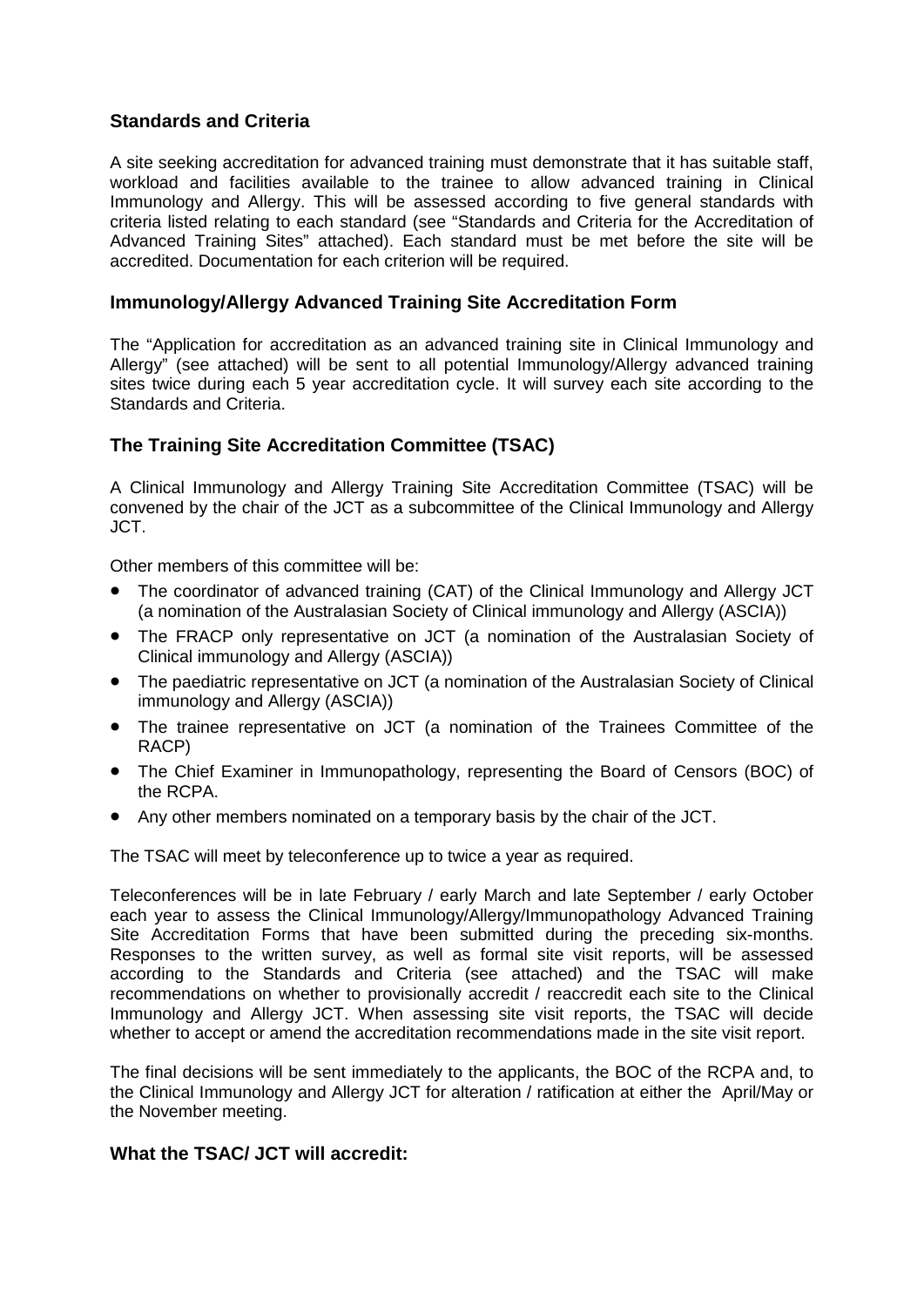## Standards and Criteria

A site seeking accreditation for advanced training must demonstrate that it has suitable staff, workload and facilities available to the trainee to allow advanced training in Clinical Immunology and Allergy. This will be assessed according to five general standards with criteria listed relating to each standard (see "Standards and Criteria for the Accreditation of Advanced Training Sites" attached). Each standard must be met before the site will be accredited. Documentation for each criterion will be required.

## Immunology/Allergy Advanced Training Site Accreditation Form

The "Application for accreditation as an advanced training site in Clinical Immunology and Allergy" (see attached) will be sent to all potential Immunology/Allergy advanced training sites twice during each 5 year accreditation cycle. It will survey each site according to the Standards and Criteria.

## The Training Site Accreditation Committee (TSAC)

A Clinical Immunology and Allergy Training Site Accreditation Committee (TSAC) will be convened by the chair of the JCT as a subcommittee of the Clinical Immunology and Allergy JCT.

Other members of this committee will be:

- The coordinator of advanced training (CAT) of the Clinical Immunology and Allergy JCT (a nomination of the Australasian Society of Clinical immunology and Allergy (ASCIA))
- The FRACP only representative on JCT (a nomination of the Australasian Society of Clinical immunology and Allergy (ASCIA))
- The paediatric representative on JCT (a nomination of the Australasian Society of Clinical immunology and Allergy (ASCIA))
- The trainee representative on JCT (a nomination of the Trainees Committee of the RACP)
- The Chief Examiner in Immunopathology, representing the Board of Censors (BOC) of the RCPA.
- Any other members nominated on a temporary basis by the chair of the JCT.

The TSAC will meet by teleconference up to twice a year as required.

Teleconferences will be in late February / early March and late September / early October each year to assess the Clinical Immunology/Allergy/Immunopathology Advanced Training Site Accreditation Forms that have been submitted during the preceding six-months. Responses to the written survey, as well as formal site visit reports, will be assessed according to the Standards and Criteria (see attached) and the TSAC will make recommendations on whether to provisionally accredit / reaccredit each site to the Clinical Immunology and Allergy JCT. When assessing site visit reports, the TSAC will decide whether to accept or amend the accreditation recommendations made in the site visit report.

The final decisions will be sent immediately to the applicants, the BOC of the RCPA and, to the Clinical Immunology and Allergy JCT for alteration / ratification at either the April/May or the November meeting.

## What the TSAC/ JCT will accredit: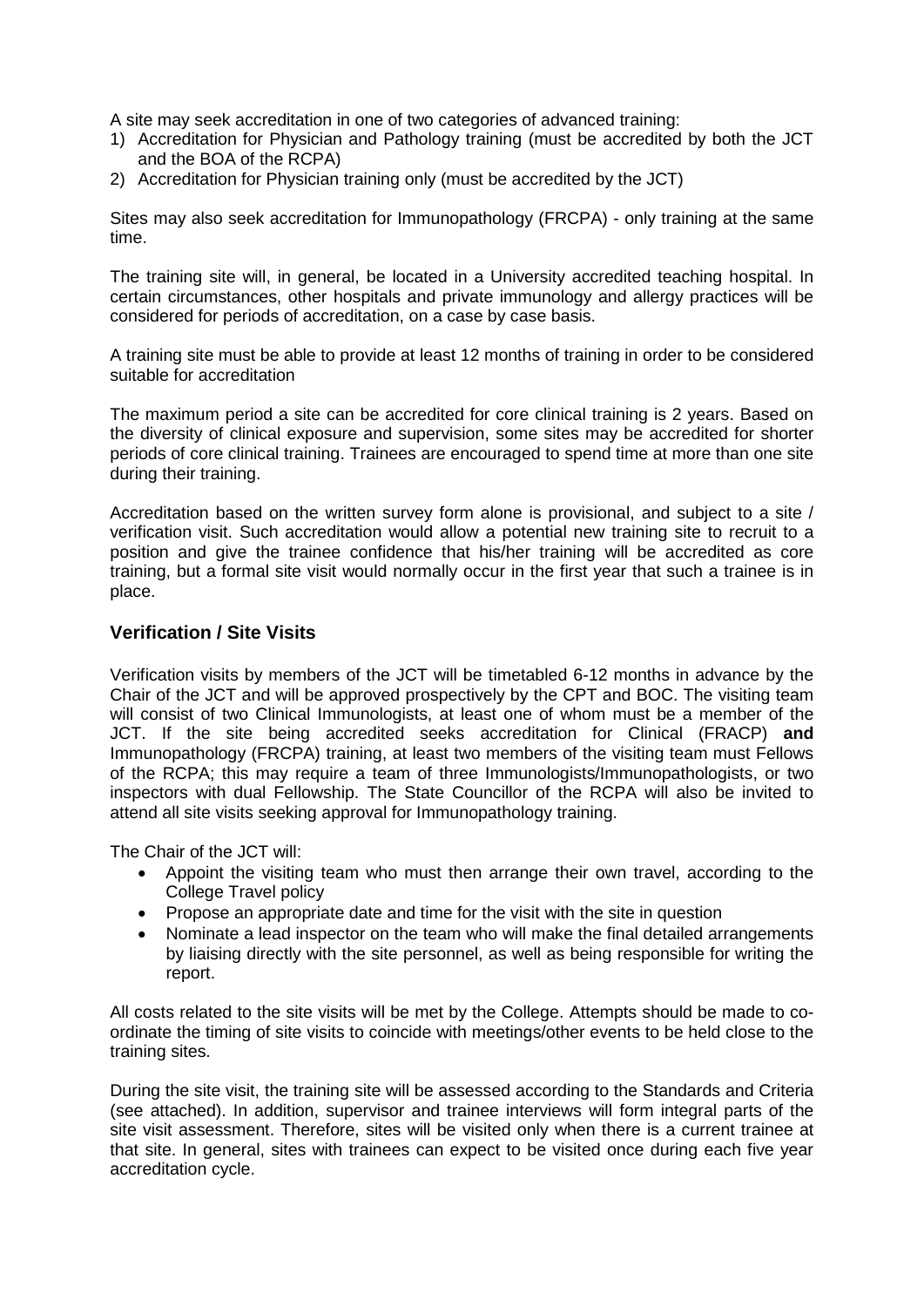A site may seek accreditation in one of two categories of advanced training:

1) Accreditation for Physician and Pathology training (must be accredited by both the JCT and the BOA of the RCPA)
2) Accreditation for Physician training only (must be accredited by the JCT)

Sites may also seek accreditation for Immunopathology (FRCPA) - only training at the same time.

The training site will, in general, be located in a University accredited teaching hospital. In certain circumstances, other hospitals and private immunology and allergy practices will be considered for periods of accreditation, on a case by case basis.

A training site must be able to provide at least 12 months of training in order to be considered suitable for accreditation

The maximum period a site can be accredited for core clinical training is 2 years. Based on the diversity of clinical exposure and supervision, some sites may be accredited for shorter periods of core clinical training. Trainees are encouraged to spend time at more than one site during their training.

Accreditation based on the written survey form alone is provisional, and subject to a site / verification visit. Such accreditation would allow a potential new training site to recruit to a position and give the trainee confidence that his/her training will be accredited as core training, but a formal site visit would normally occur in the first year that such a trainee is in place.

## Verification / Site Visits

Verification visits by members of the JCT will be timetabled 6-12 months in advance by the Chair of the JCT and will be approved prospectively by the CPT and BOC. The visiting team will consist of two Clinical Immunologists, at least one of whom must be a member of the JCT. If the site being accredited seeks accreditation for Clinical (FRACP) **and** Immunopathology (FRCPA) training, at least two members of the visiting team must Fellows of the RCPA; this may require a team of three Immunologists/Immunopathologists, or two inspectors with dual Fellowship. The State Councillor of the RCPA will also be invited to attend all site visits seeking approval for Immunopathology training.

The Chair of the JCT will:

- Appoint the visiting team who must then arrange their own travel, according to the College Travel policy
- Propose an appropriate date and time for the visit with the site in question
- Nominate a lead inspector on the team who will make the final detailed arrangements by liaising directly with the site personnel, as well as being responsible for writing the report.

All costs related to the site visits will be met by the College. Attempts should be made to co-ordinate the timing of site visits to coincide with meetings/other events to be held close to the training sites.

During the site visit, the training site will be assessed according to the Standards and Criteria (see attached). In addition, supervisor and trainee interviews will form integral parts of the site visit assessment. Therefore, sites will be visited only when there is a current trainee at that site. In general, sites with trainees can expect to be visited once during each five year accreditation cycle.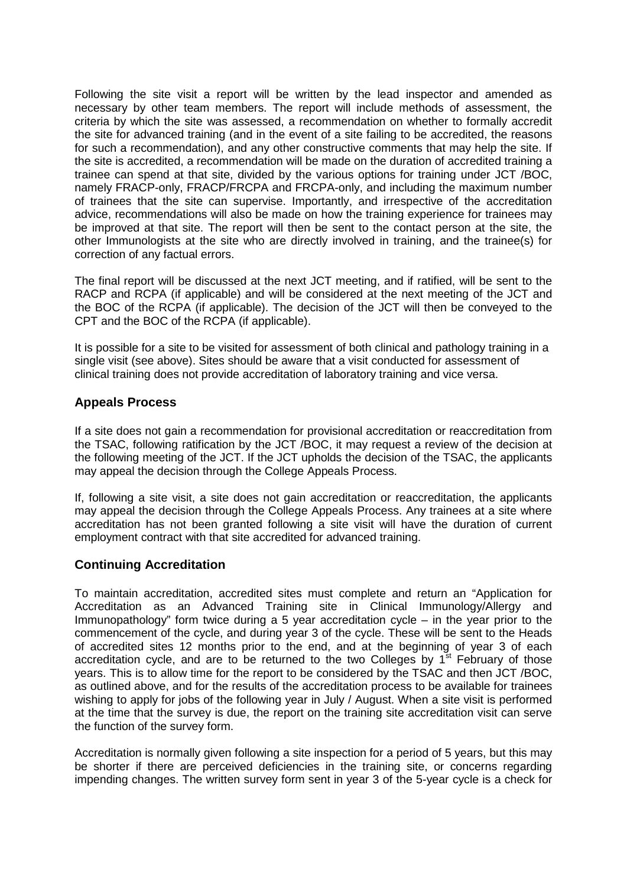Following the site visit a report will be written by the lead inspector and amended as necessary by other team members. The report will include methods of assessment, the criteria by which the site was assessed, a recommendation on whether to formally accredit the site for advanced training (and in the event of a site failing to be accredited, the reasons for such a recommendation), and any other constructive comments that may help the site. If the site is accredited, a recommendation will be made on the duration of accredited training a trainee can spend at that site, divided by the various options for training under JCT /BOC, namely FRACP-only, FRACP/FRCPA and FRCPA-only, and including the maximum number of trainees that the site can supervise. Importantly, and irrespective of the accreditation advice, recommendations will also be made on how the training experience for trainees may be improved at that site. The report will then be sent to the contact person at the site, the other Immunologists at the site who are directly involved in training, and the trainee(s) for correction of any factual errors.

The final report will be discussed at the next JCT meeting, and if ratified, will be sent to the RACP and RCPA (if applicable) and will be considered at the next meeting of the JCT and the BOC of the RCPA (if applicable). The decision of the JCT will then be conveyed to the CPT and the BOC of the RCPA (if applicable).

It is possible for a site to be visited for assessment of both clinical and pathology training in a single visit (see above). Sites should be aware that a visit conducted for assessment of clinical training does not provide accreditation of laboratory training and vice versa.

## Appeals Process

If a site does not gain a recommendation for provisional accreditation or reaccreditation from the TSAC, following ratification by the JCT /BOC, it may request a review of the decision at the following meeting of the JCT. If the JCT upholds the decision of the TSAC, the applicants may appeal the decision through the College Appeals Process.

If, following a site visit, a site does not gain accreditation or reaccreditation, the applicants may appeal the decision through the College Appeals Process. Any trainees at a site where accreditation has not been granted following a site visit will have the duration of current employment contract with that site accredited for advanced training.

## Continuing Accreditation

To maintain accreditation, accredited sites must complete and return an "Application for Accreditation as an Advanced Training site in Clinical Immunology/Allergy and Immunopathology" form twice during a 5 year accreditation cycle – in the year prior to the commencement of the cycle, and during year 3 of the cycle. These will be sent to the Heads of accredited sites 12 months prior to the end, and at the beginning of year 3 of each accreditation cycle, and are to be returned to the two Colleges by 1st February of those years. This is to allow time for the report to be considered by the TSAC and then JCT /BOC, as outlined above, and for the results of the accreditation process to be available for trainees wishing to apply for jobs of the following year in July / August. When a site visit is performed at the time that the survey is due, the report on the training site accreditation visit can serve the function of the survey form.

Accreditation is normally given following a site inspection for a period of 5 years, but this may be shorter if there are perceived deficiencies in the training site, or concerns regarding impending changes. The written survey form sent in year 3 of the 5-year cycle is a check for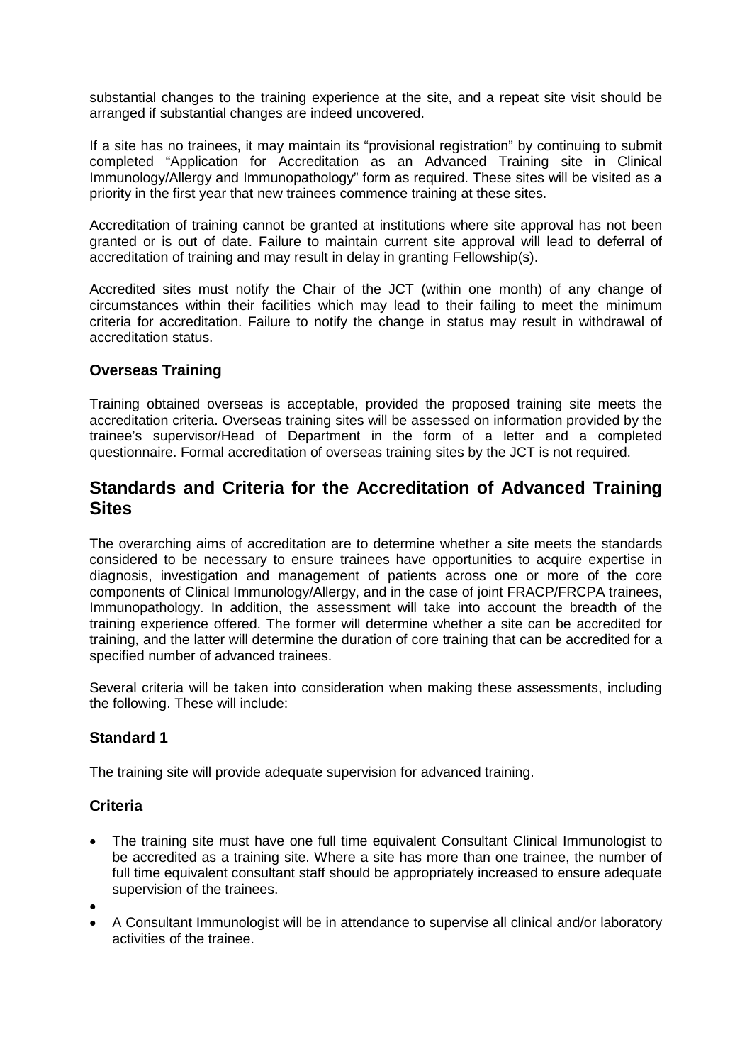substantial changes to the training experience at the site, and a repeat site visit should be arranged if substantial changes are indeed uncovered.

If a site has no trainees, it may maintain its "provisional registration" by continuing to submit completed "Application for Accreditation as an Advanced Training site in Clinical Immunology/Allergy and Immunopathology" form as required. These sites will be visited as a priority in the first year that new trainees commence training at these sites.

Accreditation of training cannot be granted at institutions where site approval has not been granted or is out of date. Failure to maintain current site approval will lead to deferral of accreditation of training and may result in delay in granting Fellowship(s).

Accredited sites must notify the Chair of the JCT (within one month) of any change of circumstances within their facilities which may lead to their failing to meet the minimum criteria for accreditation. Failure to notify the change in status may result in withdrawal of accreditation status.

### Overseas Training

Training obtained overseas is acceptable, provided the proposed training site meets the accreditation criteria. Overseas training sites will be assessed on information provided by the trainee's supervisor/Head of Department in the form of a letter and a completed questionnaire. Formal accreditation of overseas training sites by the JCT is not required.

## Standards and Criteria for the Accreditation of Advanced Training Sites

The overarching aims of accreditation are to determine whether a site meets the standards considered to be necessary to ensure trainees have opportunities to acquire expertise in diagnosis, investigation and management of patients across one or more of the core components of Clinical Immunology/Allergy, and in the case of joint FRACP/FRCPA trainees, Immunopathology. In addition, the assessment will take into account the breadth of the training experience offered. The former will determine whether a site can be accredited for training, and the latter will determine the duration of core training that can be accredited for a specified number of advanced trainees.

Several criteria will be taken into consideration when making these assessments, including the following. These will include:

### Standard 1

The training site will provide adequate supervision for advanced training.

### Criteria

- The training site must have one full time equivalent Consultant Clinical Immunologist to be accredited as a training site. Where a site has more than one trainee, the number of full time equivalent consultant staff should be appropriately increased to ensure adequate supervision of the trainees.
- 
- A Consultant Immunologist will be in attendance to supervise all clinical and/or laboratory activities of the trainee.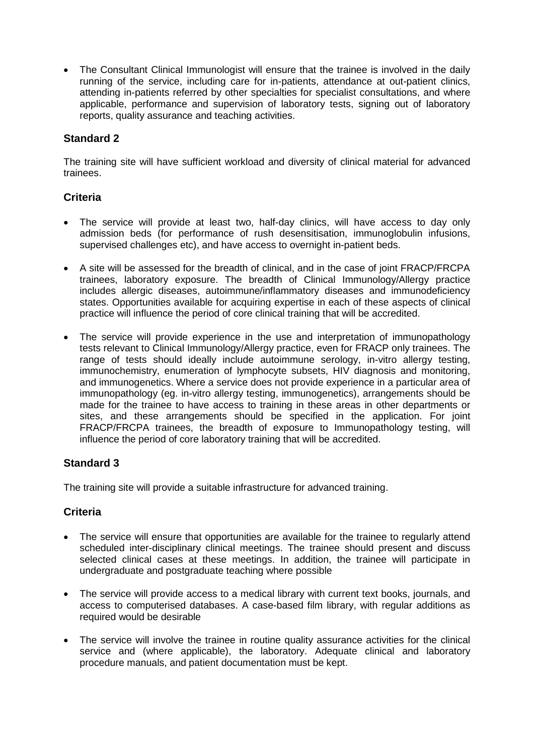- The Consultant Clinical Immunologist will ensure that the trainee is involved in the daily running of the service, including care for in-patients, attendance at out-patient clinics, attending in-patients referred by other specialties for specialist consultations, and where applicable, performance and supervision of laboratory tests, signing out of laboratory reports, quality assurance and teaching activities.

## Standard 2

The training site will have sufficient workload and diversity of clinical material for advanced trainees.

## Criteria

- The service will provide at least two, half-day clinics, will have access to day only admission beds (for performance of rush desensitisation, immunoglobulin infusions, supervised challenges etc), and have access to overnight in-patient beds.
- A site will be assessed for the breadth of clinical, and in the case of joint FRACP/FRCPA trainees, laboratory exposure. The breadth of Clinical Immunology/Allergy practice includes allergic diseases, autoimmune/inflammatory diseases and immunodeficiency states. Opportunities available for acquiring expertise in each of these aspects of clinical practice will influence the period of core clinical training that will be accredited.
- The service will provide experience in the use and interpretation of immunopathology tests relevant to Clinical Immunology/Allergy practice, even for FRACP only trainees. The range of tests should ideally include autoimmune serology, in-vitro allergy testing, immunochemistry, enumeration of lymphocyte subsets, HIV diagnosis and monitoring, and immunogenetics. Where a service does not provide experience in a particular area of immunopathology (eg. in-vitro allergy testing, immunogenetics), arrangements should be made for the trainee to have access to training in these areas in other departments or sites, and these arrangements should be specified in the application. For joint FRACP/FRCPA trainees, the breadth of exposure to Immunopathology testing, will influence the period of core laboratory training that will be accredited.

## Standard 3

The training site will provide a suitable infrastructure for advanced training.

## Criteria

- The service will ensure that opportunities are available for the trainee to regularly attend scheduled inter-disciplinary clinical meetings. The trainee should present and discuss selected clinical cases at these meetings. In addition, the trainee will participate in undergraduate and postgraduate teaching where possible
- The service will provide access to a medical library with current text books, journals, and access to computerised databases. A case-based film library, with regular additions as required would be desirable
- The service will involve the trainee in routine quality assurance activities for the clinical service and (where applicable), the laboratory. Adequate clinical and laboratory procedure manuals, and patient documentation must be kept.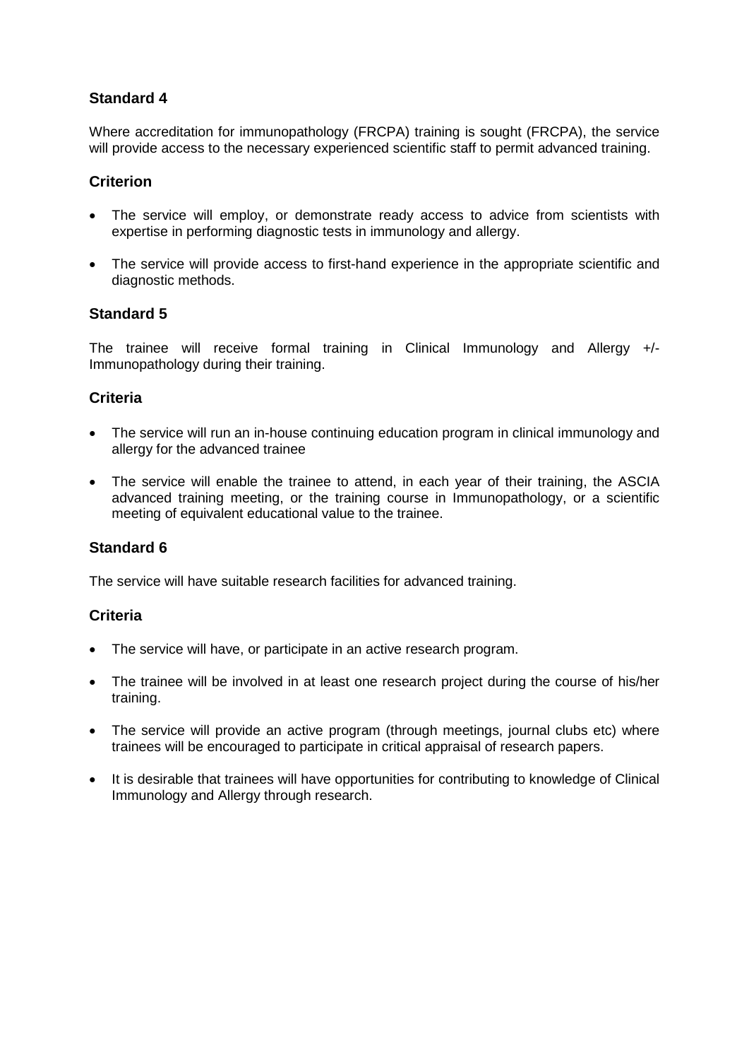## Standard 4

Where accreditation for immunopathology (FRCPA) training is sought (FRCPA), the service will provide access to the necessary experienced scientific staff to permit advanced training.

## Criterion

- The service will employ, or demonstrate ready access to advice from scientists with expertise in performing diagnostic tests in immunology and allergy.
- The service will provide access to first-hand experience in the appropriate scientific and diagnostic methods.

## Standard 5

The trainee will receive formal training in Clinical Immunology and Allergy +/- Immunopathology during their training.

## Criteria

- The service will run an in-house continuing education program in clinical immunology and allergy for the advanced trainee
- The service will enable the trainee to attend, in each year of their training, the ASCIA advanced training meeting, or the training course in Immunopathology, or a scientific meeting of equivalent educational value to the trainee.

## Standard 6

The service will have suitable research facilities for advanced training.

## Criteria

- The service will have, or participate in an active research program.
- The trainee will be involved in at least one research project during the course of his/her training.
- The service will provide an active program (through meetings, journal clubs etc) where trainees will be encouraged to participate in critical appraisal of research papers.
- It is desirable that trainees will have opportunities for contributing to knowledge of Clinical Immunology and Allergy through research.